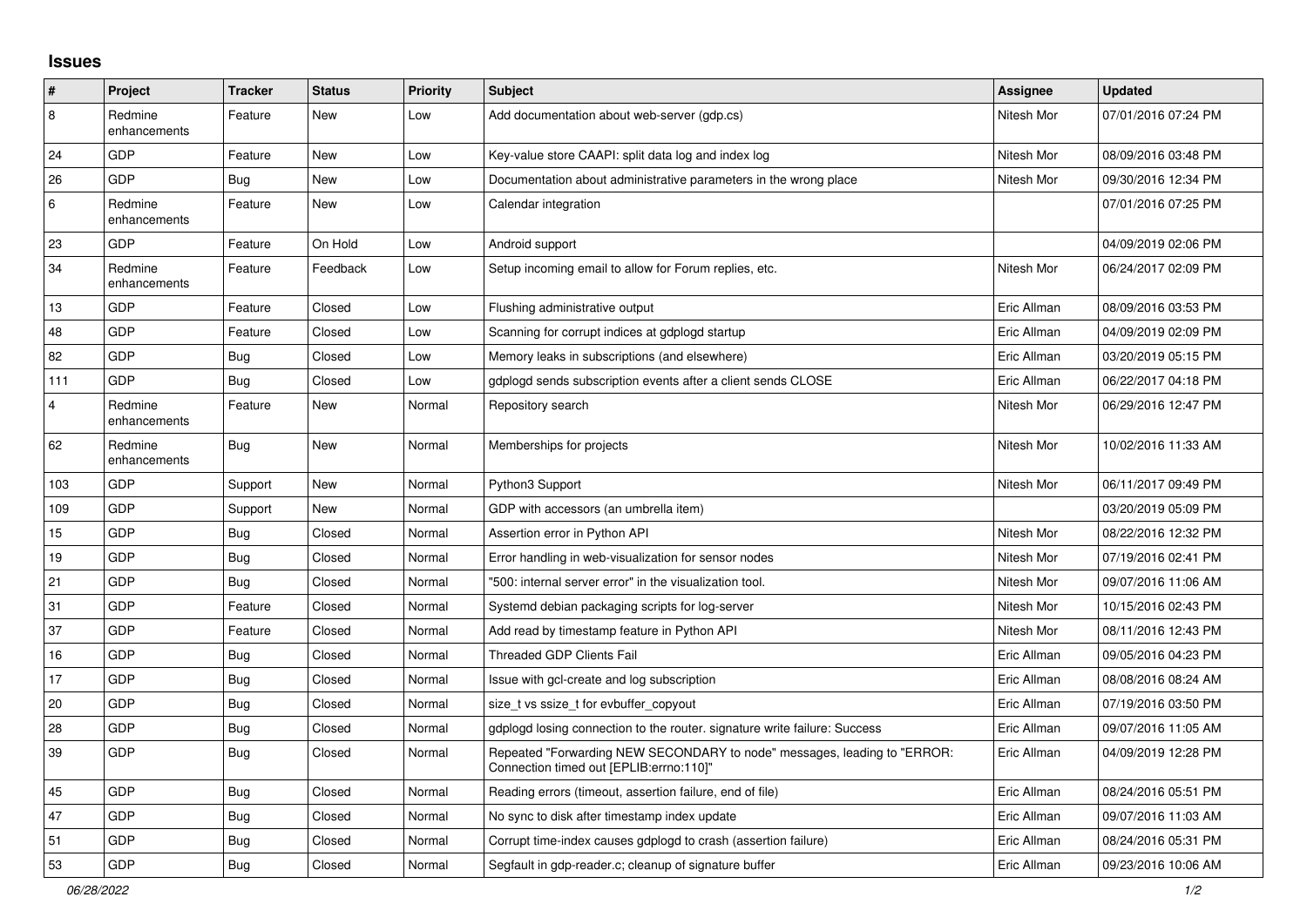## Issues

| # | Project | Tracker | Status | Priority | Subject | Assignee | Updated |
|---|---|---|---|---|---|---|---|
| 8 | Redmine enhancements | Feature | New | Low | Add documentation about web-server (gdp.cs) | Nitesh Mor | 07/01/2016 07:24 PM |
| 24 | GDP | Feature | New | Low | Key-value store CAAPI: split data log and index log | Nitesh Mor | 08/09/2016 03:48 PM |
| 26 | GDP | Bug | New | Low | Documentation about administrative parameters in the wrong place | Nitesh Mor | 09/30/2016 12:34 PM |
| 6 | Redmine enhancements | Feature | New | Low | Calendar integration | | 07/01/2016 07:25 PM |
| 23 | GDP | Feature | On Hold | Low | Android support | | 04/09/2019 02:06 PM |
| 34 | Redmine enhancements | Feature | Feedback | Low | Setup incoming email to allow for Forum replies, etc. | Nitesh Mor | 06/24/2017 02:09 PM |
| 13 | GDP | Feature | Closed | Low | Flushing administrative output | Eric Allman | 08/09/2016 03:53 PM |
| 48 | GDP | Feature | Closed | Low | Scanning for corrupt indices at gdplogd startup | Eric Allman | 04/09/2019 02:09 PM |
| 82 | GDP | Bug | Closed | Low | Memory leaks in subscriptions (and elsewhere) | Eric Allman | 03/20/2019 05:15 PM |
| 111 | GDP | Bug | Closed | Low | gdplogd sends subscription events after a client sends CLOSE | Eric Allman | 06/22/2017 04:18 PM |
| 4 | Redmine enhancements | Feature | New | Normal | Repository search | Nitesh Mor | 06/29/2016 12:47 PM |
| 62 | Redmine enhancements | Bug | New | Normal | Memberships for projects | Nitesh Mor | 10/02/2016 11:33 AM |
| 103 | GDP | Support | New | Normal | Python3 Support | Nitesh Mor | 06/11/2017 09:49 PM |
| 109 | GDP | Support | New | Normal | GDP with accessors (an umbrella item) | | 03/20/2019 05:09 PM |
| 15 | GDP | Bug | Closed | Normal | Assertion error in Python API | Nitesh Mor | 08/22/2016 12:32 PM |
| 19 | GDP | Bug | Closed | Normal | Error handling in web-visualization for sensor nodes | Nitesh Mor | 07/19/2016 02:41 PM |
| 21 | GDP | Bug | Closed | Normal | "500: internal server error" in the visualization tool. | Nitesh Mor | 09/07/2016 11:06 AM |
| 31 | GDP | Feature | Closed | Normal | Systemd debian packaging scripts for log-server | Nitesh Mor | 10/15/2016 02:43 PM |
| 37 | GDP | Feature | Closed | Normal | Add read by timestamp feature in Python API | Nitesh Mor | 08/11/2016 12:43 PM |
| 16 | GDP | Bug | Closed | Normal | Threaded GDP Clients Fail | Eric Allman | 09/05/2016 04:23 PM |
| 17 | GDP | Bug | Closed | Normal | Issue with gcl-create and log subscription | Eric Allman | 08/08/2016 08:24 AM |
| 20 | GDP | Bug | Closed | Normal | size_t vs ssize_t for evbuffer_copyout | Eric Allman | 07/19/2016 03:50 PM |
| 28 | GDP | Bug | Closed | Normal | gdplogd losing connection to the router. signature write failure: Success | Eric Allman | 09/07/2016 11:05 AM |
| 39 | GDP | Bug | Closed | Normal | Repeated "Forwarding NEW SECONDARY to node" messages, leading to "ERROR: Connection timed out [EPLIB:errno:110]" | Eric Allman | 04/09/2019 12:28 PM |
| 45 | GDP | Bug | Closed | Normal | Reading errors (timeout, assertion failure, end of file) | Eric Allman | 08/24/2016 05:51 PM |
| 47 | GDP | Bug | Closed | Normal | No sync to disk after timestamp index update | Eric Allman | 09/07/2016 11:03 AM |
| 51 | GDP | Bug | Closed | Normal | Corrupt time-index causes gdplogd to crash (assertion failure) | Eric Allman | 08/24/2016 05:31 PM |
| 53 | GDP | Bug | Closed | Normal | Segfault in gdp-reader.c; cleanup of signature buffer | Eric Allman | 09/23/2016 10:06 AM |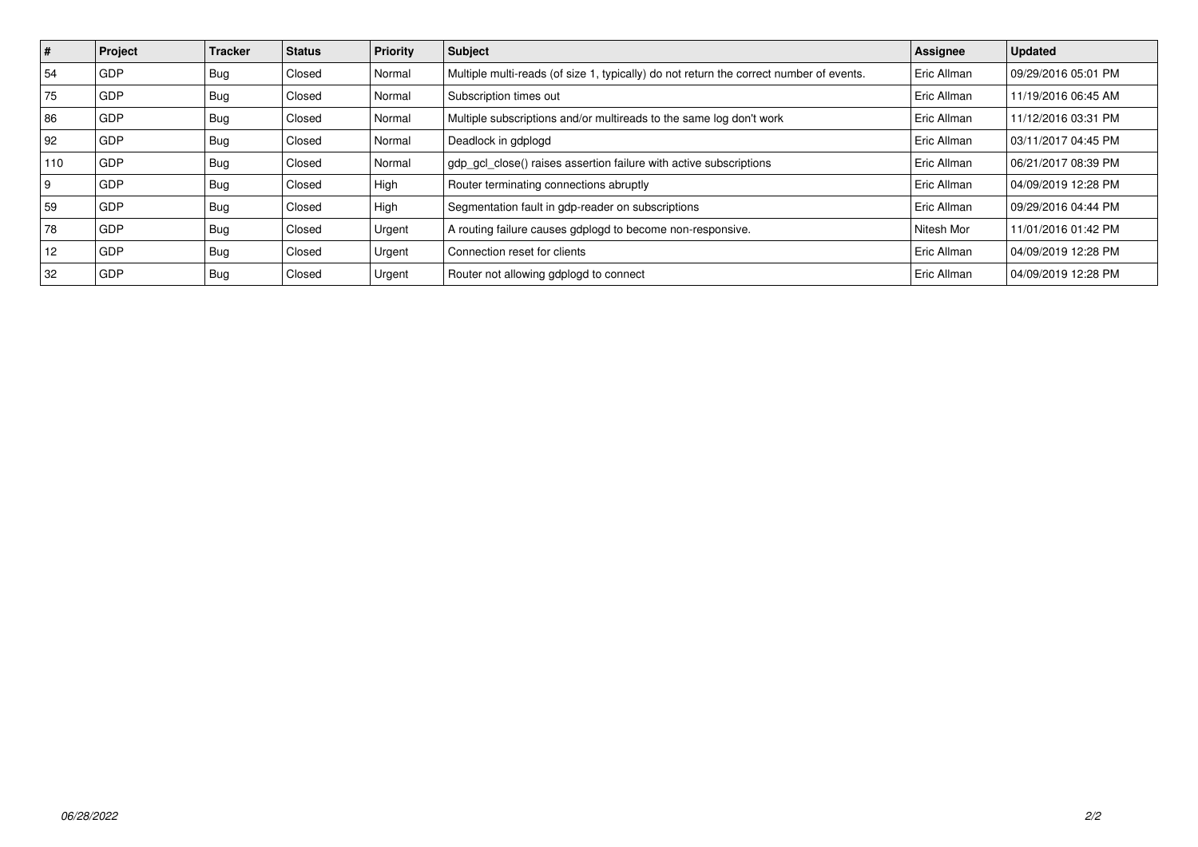| # | Project | Tracker | Status | Priority | Subject | Assignee | Updated |
|---|---|---|---|---|---|---|---|
| 54 | GDP | Bug | Closed | Normal | Multiple multi-reads (of size 1, typically) do not return the correct number of events. | Eric Allman | 09/29/2016 05:01 PM |
| 75 | GDP | Bug | Closed | Normal | Subscription times out | Eric Allman | 11/19/2016 06:45 AM |
| 86 | GDP | Bug | Closed | Normal | Multiple subscriptions and/or multireads to the same log don't work | Eric Allman | 11/12/2016 03:31 PM |
| 92 | GDP | Bug | Closed | Normal | Deadlock in gdplogd | Eric Allman | 03/11/2017 04:45 PM |
| 110 | GDP | Bug | Closed | Normal | gdp_gcl_close() raises assertion failure with active subscriptions | Eric Allman | 06/21/2017 08:39 PM |
| 9 | GDP | Bug | Closed | High | Router terminating connections abruptly | Eric Allman | 04/09/2019 12:28 PM |
| 59 | GDP | Bug | Closed | High | Segmentation fault in gdp-reader on subscriptions | Eric Allman | 09/29/2016 04:44 PM |
| 78 | GDP | Bug | Closed | Urgent | A routing failure causes gdplogd to become non-responsive. | Nitesh Mor | 11/01/2016 01:42 PM |
| 12 | GDP | Bug | Closed | Urgent | Connection reset for clients | Eric Allman | 04/09/2019 12:28 PM |
| 32 | GDP | Bug | Closed | Urgent | Router not allowing gdplogd to connect | Eric Allman | 04/09/2019 12:28 PM |

*06/28/2022*